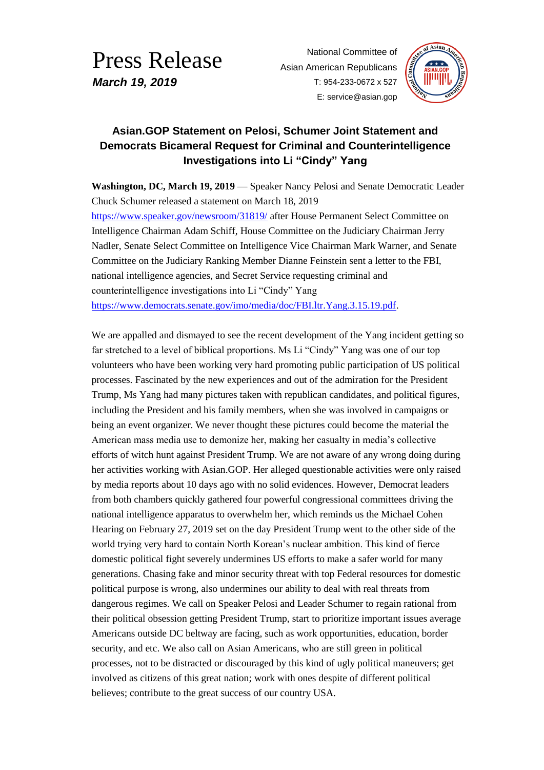# Press Release

***March 19, 2019***

National Committee of
Asian American Republicans
T: 954-233-0672 x 527
E: service@asian.gop

## Asian.GOP Statement on Pelosi, Schumer Joint Statement and Democrats Bicameral Request for Criminal and Counterintelligence Investigations into Li "Cindy" Yang

**Washington, DC, March 19, 2019** — Speaker Nancy Pelosi and Senate Democratic Leader Chuck Schumer released a statement on March 18, 2019 https://www.speaker.gov/newsroom/31819/ after House Permanent Select Committee on Intelligence Chairman Adam Schiff, House Committee on the Judiciary Chairman Jerry Nadler, Senate Select Committee on Intelligence Vice Chairman Mark Warner, and Senate Committee on the Judiciary Ranking Member Dianne Feinstein sent a letter to the FBI, national intelligence agencies, and Secret Service requesting criminal and counterintelligence investigations into Li "Cindy" Yang https://www.democrats.senate.gov/imo/media/doc/FBI.ltr.Yang.3.15.19.pdf.

We are appalled and dismayed to see the recent development of the Yang incident getting so far stretched to a level of biblical proportions. Ms Li "Cindy" Yang was one of our top volunteers who have been working very hard promoting public participation of US political processes. Fascinated by the new experiences and out of the admiration for the President Trump, Ms Yang had many pictures taken with republican candidates, and political figures, including the President and his family members, when she was involved in campaigns or being an event organizer. We never thought these pictures could become the material the American mass media use to demonize her, making her casualty in media's collective efforts of witch hunt against President Trump. We are not aware of any wrong doing during her activities working with Asian.GOP. Her alleged questionable activities were only raised by media reports about 10 days ago with no solid evidences. However, Democrat leaders from both chambers quickly gathered four powerful congressional committees driving the national intelligence apparatus to overwhelm her, which reminds us the Michael Cohen Hearing on February 27, 2019 set on the day President Trump went to the other side of the world trying very hard to contain North Korean's nuclear ambition. This kind of fierce domestic political fight severely undermines US efforts to make a safer world for many generations. Chasing fake and minor security threat with top Federal resources for domestic political purpose is wrong, also undermines our ability to deal with real threats from dangerous regimes. We call on Speaker Pelosi and Leader Schumer to regain rational from their political obsession getting President Trump, start to prioritize important issues average Americans outside DC beltway are facing, such as work opportunities, education, border security, and etc. We also call on Asian Americans, who are still green in political processes, not to be distracted or discouraged by this kind of ugly political maneuvers; get involved as citizens of this great nation; work with ones despite of different political believes; contribute to the great success of our country USA.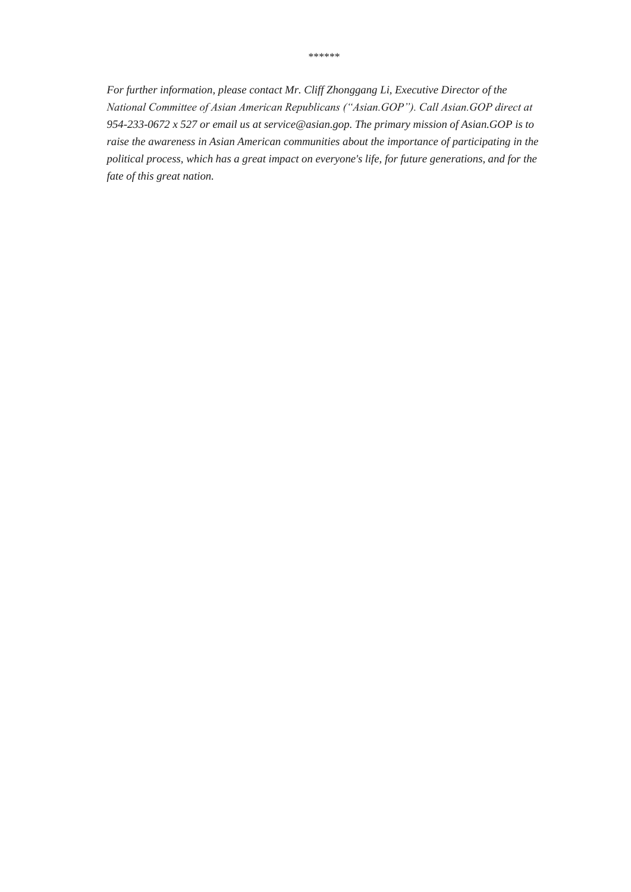******

*For further information, please contact Mr. Cliff Zhonggang Li, Executive Director of the National Committee of Asian American Republicans ("Asian.GOP"). Call Asian.GOP direct at 954-233-0672 x 527 or email us at service@asian.gop. The primary mission of Asian.GOP is to raise the awareness in Asian American communities about the importance of participating in the political process, which has a great impact on everyone's life, for future generations, and for the fate of this great nation.*